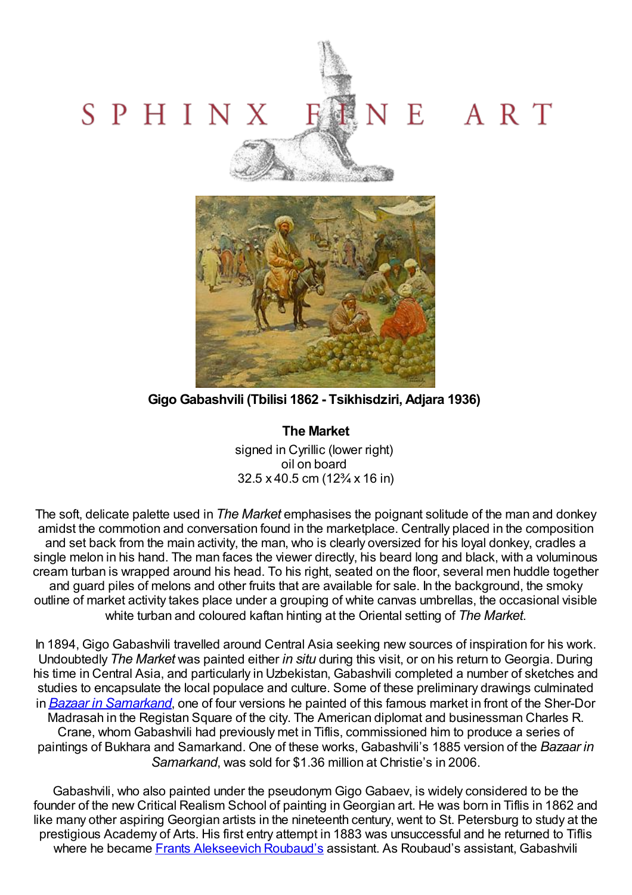SPHINX FINE ART

**Gigo Gabashvili (Tbilisi 1862 - Tsikhisdziri, Adjara 1936)**

**The Market**

signed in Cyrillic (lower right)
oil on board
32.5 x 40.5 cm (12¾ x 16 in)

The soft, delicate palette used in *The Market* emphasises the poignant solitude of the man and donkey amidst the commotion and conversation found in the marketplace. Centrally placed in the composition and set back from the main activity, the man, who is clearly oversized for his loyal donkey, cradles a single melon in his hand. The man faces the viewer directly, his beard long and black, with a voluminous cream turban is wrapped around his head. To his right, seated on the floor, several men huddle together and guard piles of melons and other fruits that are available for sale. In the background, the smoky outline of market activity takes place under a grouping of white canvas umbrellas, the occasional visible white turban and coloured kaftan hinting at the Oriental setting of *The Market*.

In 1894, Gigo Gabashvili travelled around Central Asia seeking new sources of inspiration for his work. Undoubtedly *The Market* was painted either *in situ* during this visit, or on his return to Georgia. During his time in Central Asia, and particularly in Uzbekistan, Gabashvili completed a number of sketches and studies to encapsulate the local populace and culture. Some of these preliminary drawings culminated in *Bazaar in Samarkand*, one of four versions he painted of this famous market in front of the Sher-Dor Madrasah in the Registan Square of the city. The American diplomat and businessman Charles R. Crane, whom Gabashvili had previously met in Tiflis, commissioned him to produce a series of paintings of Bukhara and Samarkand. One of these works, Gabashvili's 1885 version of the *Bazaar in Samarkand*, was sold for $1.36 million at Christie's in 2006.

Gabashvili, who also painted under the pseudonym Gigo Gabaev, is widely considered to be the founder of the new Critical Realism School of painting in Georgian art. He was born in Tiflis in 1862 and like many other aspiring Georgian artists in the nineteenth century, went to St. Petersburg to study at the prestigious Academy of Arts. His first entry attempt in 1883 was unsuccessful and he returned to Tiflis where he became Frants Alekseevich Roubaud's assistant. As Roubaud's assistant, Gabashvili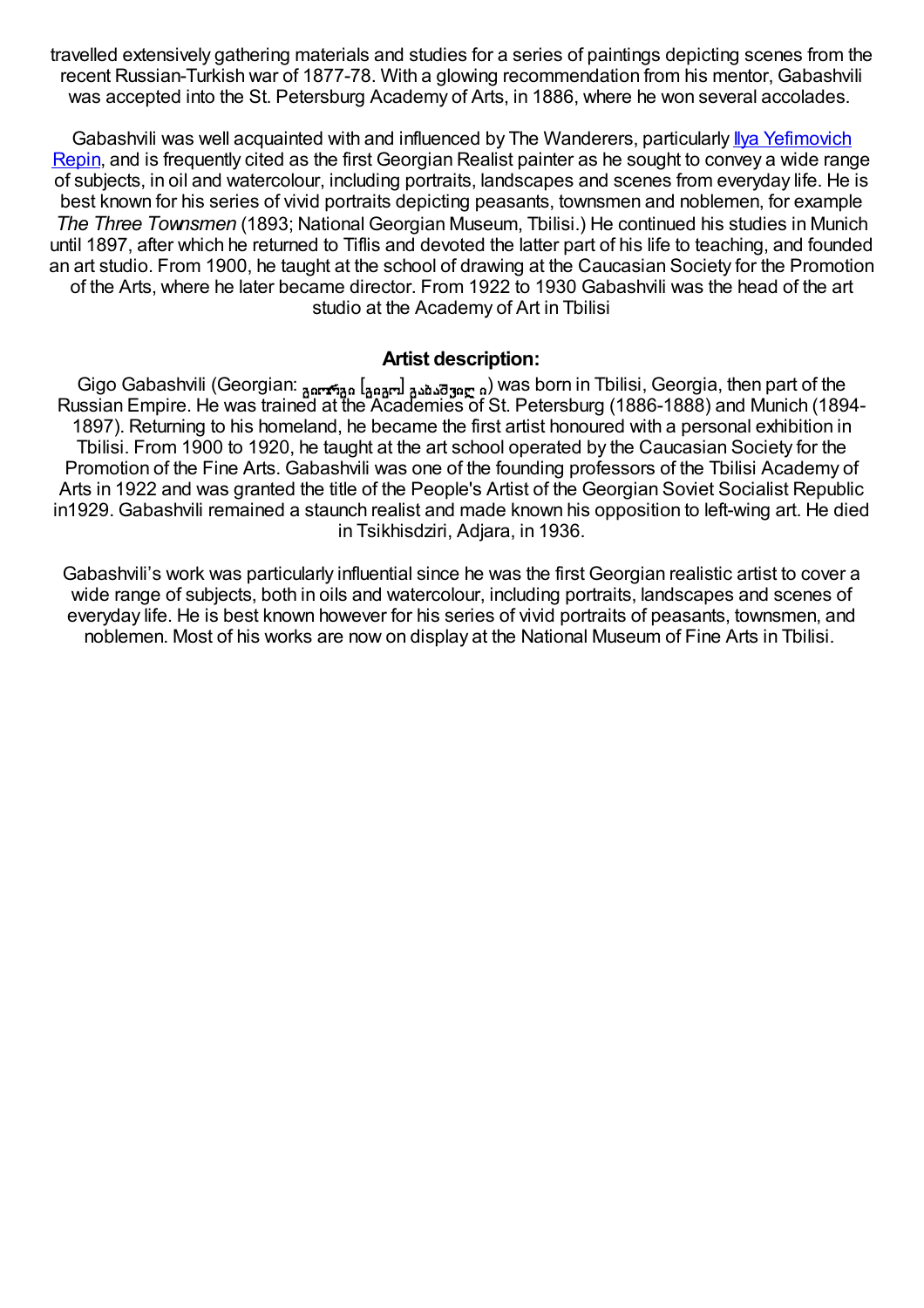travelled extensively gathering materials and studies for a series of paintings depicting scenes from the recent Russian-Turkish war of 1877-78. With a glowing recommendation from his mentor, Gabashvili was accepted into the St. Petersburg Academy of Arts, in 1886, where he won several accolades.

Gabashvili was well acquainted with and influenced by The Wanderers, particularly Ilya Yefimovich Repin, and is frequently cited as the first Georgian Realist painter as he sought to convey a wide range of subjects, in oil and watercolour, including portraits, landscapes and scenes from everyday life. He is best known for his series of vivid portraits depicting peasants, townsmen and noblemen, for example *The Three Townsmen* (1893; National Georgian Museum, Tbilisi.) He continued his studies in Munich until 1897, after which he returned to Tiflis and devoted the latter part of his life to teaching, and founded an art studio. From 1900, he taught at the school of drawing at the Caucasian Society for the Promotion of the Arts, where he later became director. From 1922 to 1930 Gabashvili was the head of the art studio at the Academy of Art in Tbilisi

## Artist description:

Gigo Gabashvili (Georgian: გიორგი [გიგო] გაბაშვილი) was born in Tbilisi, Georgia, then part of the Russian Empire. He was trained at the Academies of St. Petersburg (1886-1888) and Munich (1894-1897). Returning to his homeland, he became the first artist honoured with a personal exhibition in Tbilisi. From 1900 to 1920, he taught at the art school operated by the Caucasian Society for the Promotion of the Fine Arts. Gabashvili was one of the founding professors of the Tbilisi Academy of Arts in 1922 and was granted the title of the People's Artist of the Georgian Soviet Socialist Republic in1929. Gabashvili remained a staunch realist and made known his opposition to left-wing art. He died in Tsikhisdziri, Adjara, in 1936.

Gabashvili's work was particularly influential since he was the first Georgian realistic artist to cover a wide range of subjects, both in oils and watercolour, including portraits, landscapes and scenes of everyday life. He is best known however for his series of vivid portraits of peasants, townsmen, and noblemen. Most of his works are now on display at the National Museum of Fine Arts in Tbilisi.